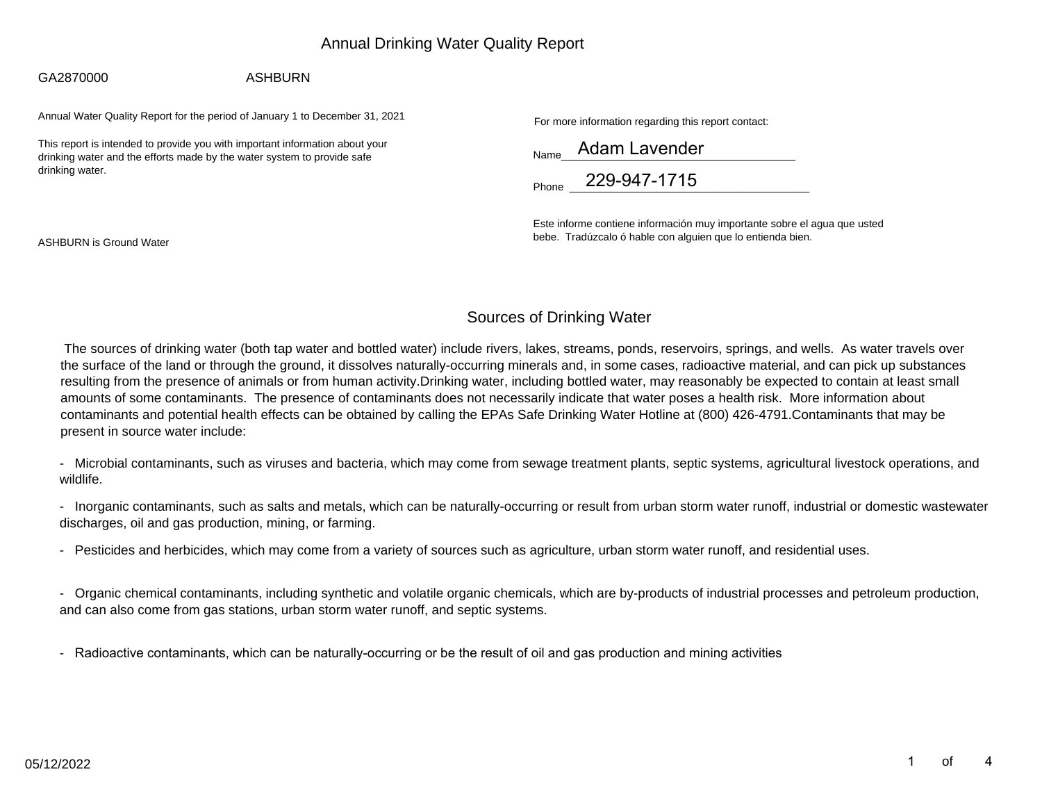# Annual Drinking Water Quality Report

GA2870000 ASHBURN

Annual Water Quality Report for the period of January 1 to December 31, 2021

This report is intended to provide you with important information about your drinking water and the efforts made by the water system to provide safe drinking water.

ASHBURN is Ground Water

For more information regarding this report contact:

Name Adam Lavender

Phone 229-947-1715

Este informe contiene información muy importante sobre el agua que usted bebe. Tradúzcalo ó hable con alguien que lo entienda bien.

## Sources of Drinking Water

The sources of drinking water (both tap water and bottled water) include rivers, lakes, streams, ponds, reservoirs, springs, and wells. As water travels over the surface of the land or through the ground, it dissolves naturally-occurring minerals and, in some cases, radioactive material, and can pick up substances resulting from the presence of animals or from human activity.Drinking water, including bottled water, may reasonably be expected to contain at least small amounts of some contaminants. The presence of contaminants does not necessarily indicate that water poses a health risk. More information about contaminants and potential health effects can be obtained by calling the EPAs Safe Drinking Water Hotline at (800) 426-4791.Contaminants that may be present in source water include:

- Microbial contaminants, such as viruses and bacteria, which may come from sewage treatment plants, septic systems, agricultural livestock operations, and wildlife.

- Inorganic contaminants, such as salts and metals, which can be naturally-occurring or result from urban storm water runoff, industrial or domestic wastewater discharges, oil and gas production, mining, or farming.

- Pesticides and herbicides, which may come from a variety of sources such as agriculture, urban storm water runoff, and residential uses.

- Organic chemical contaminants, including synthetic and volatile organic chemicals, which are by-products of industrial processes and petroleum production, and can also come from gas stations, urban storm water runoff, and septic systems.

- Radioactive contaminants, which can be naturally-occurring or be the result of oil and gas production and mining activities

05/12/2022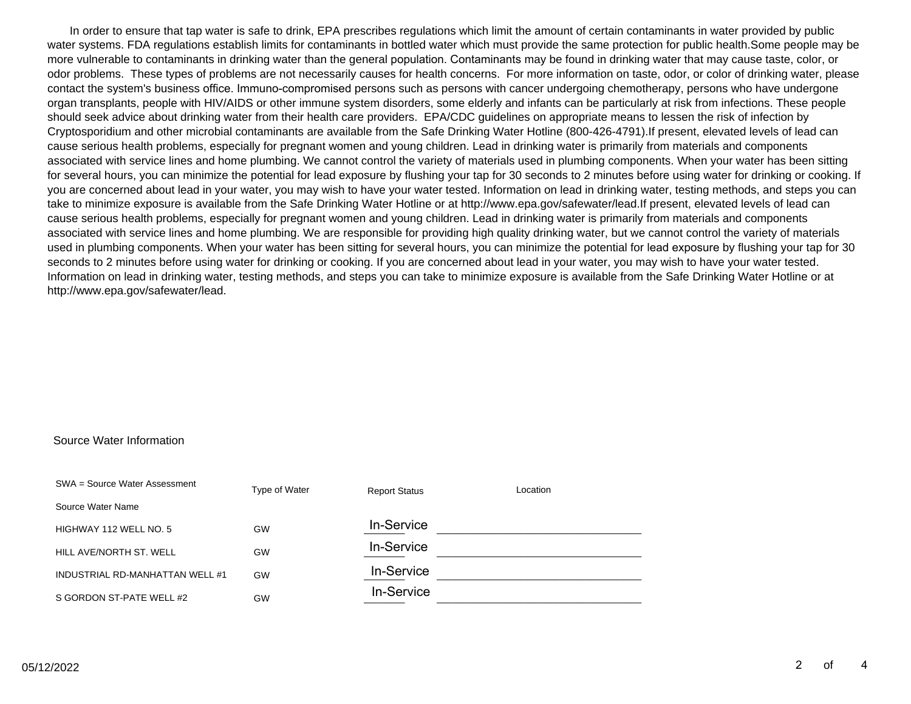In order to ensure that tap water is safe to drink, EPA prescribes regulations which limit the amount of certain contaminants in water provided by public water systems. FDA regulations establish limits for contaminants in bottled water which must provide the same protection for public health.Some people may be more vulnerable to contaminants in drinking water than the general population. Contaminants may be found in drinking water that may cause taste, color, or odor problems. These types of problems are not necessarily causes for health concerns. For more information on taste, odor, or color of drinking water, please contact the system's business office. Immuno-compromised persons such as persons with cancer undergoing chemotherapy, persons who have undergone organ transplants, people with HIV/AIDS or other immune system disorders, some elderly and infants can be particularly at risk from infections. These people should seek advice about drinking water from their health care providers. EPA/CDC guidelines on appropriate means to lessen the risk of infection by Cryptosporidium and other microbial contaminants are available from the Safe Drinking Water Hotline (800-426-4791).If present, elevated levels of lead can cause serious health problems, especially for pregnant women and young children. Lead in drinking water is primarily from materials and components associated with service lines and home plumbing. We cannot control the variety of materials used in plumbing components. When your water has been sitting for several hours, you can minimize the potential for lead exposure by flushing your tap for 30 seconds to 2 minutes before using water for drinking or cooking. If you are concerned about lead in your water, you may wish to have your water tested. Information on lead in drinking water, testing methods, and steps you can take to minimize exposure is available from the Safe Drinking Water Hotline or at http://www.epa.gov/safewater/lead.If present, elevated levels of lead can cause serious health problems, especially for pregnant women and young children. Lead in drinking water is primarily from materials and components associated with service lines and home plumbing. We are responsible for providing high quality drinking water, but we cannot control the variety of materials used in plumbing components. When your water has been sitting for several hours, you can minimize the potential for lead exposure by flushing your tap for 30 seconds to 2 minutes before using water for drinking or cooking. If you are concerned about lead in your water, you may wish to have your water tested. Information on lead in drinking water, testing methods, and steps you can take to minimize exposure is available from the Safe Drinking Water Hotline or at http://www.epa.gov/safewater/lead.

Source Water Information

SWA = Source Water Assessment

| Source Water Name | Type of Water | Report Status | Location |
|---|---|---|---|
| HIGHWAY 112 WELL NO. 5 | GW | In-Service | |
| HILL AVE/NORTH ST. WELL | GW | In-Service | |
| INDUSTRIAL RD-MANHATTAN WELL #1 | GW | In-Service | |
| S GORDON ST-PATE WELL #2 | GW | In-Service | |

05/12/2022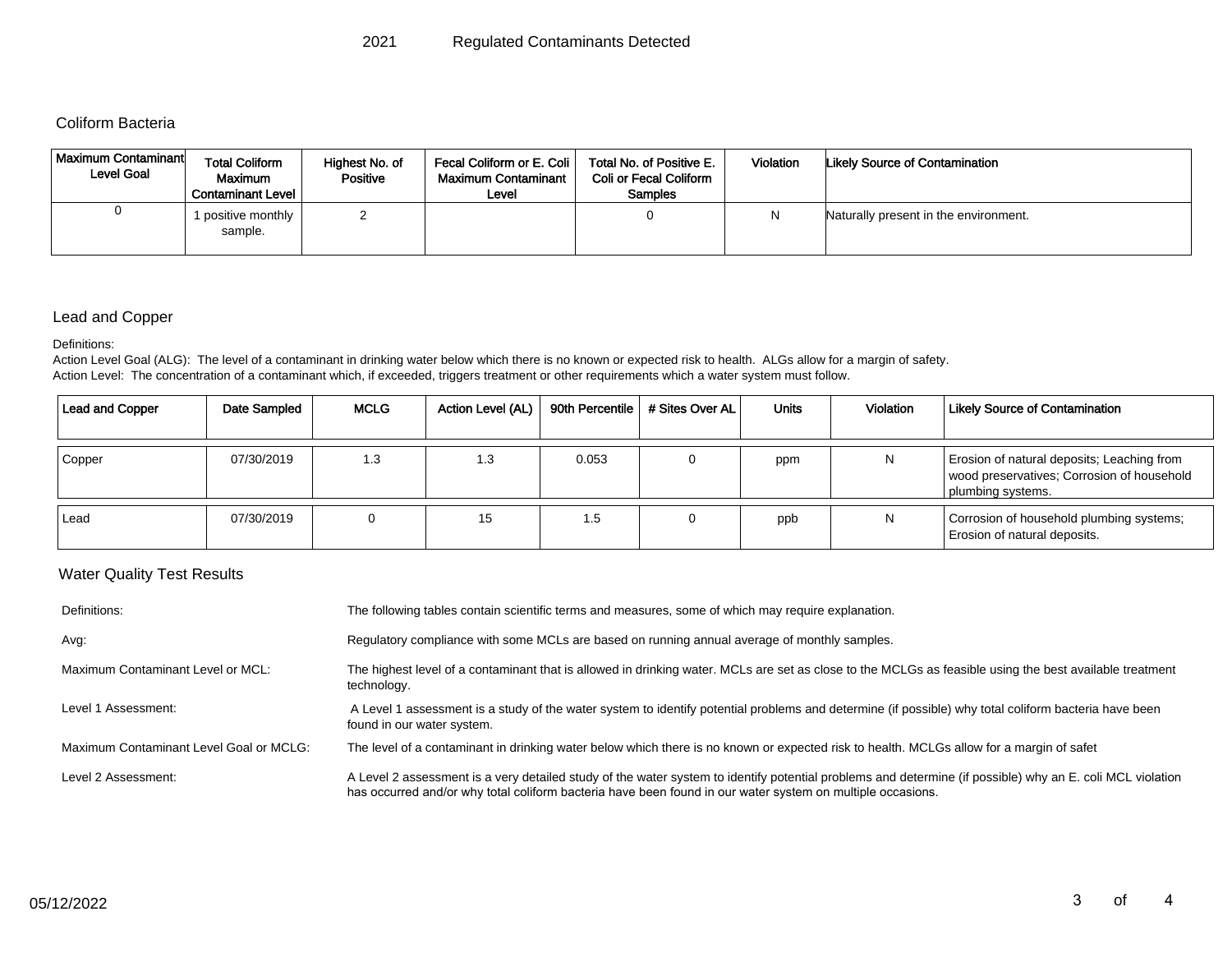# 2021 Regulated Contaminants Detected

## Coliform Bacteria

| Maximum Contaminant Level Goal | Total Coliform Maximum Contaminant Level | Highest No. of Positive | Fecal Coliform or E. Coli Maximum Contaminant Level | Total No. of Positive E. Coli or Fecal Coliform Samples | Violation | Likely Source of Contamination |
|---|---|---|---|---|---|---|
| 0 | 1 positive monthly sample. | 2 | | 0 | N | Naturally present in the environment. |

## Lead and Copper

Definitions:
Action Level Goal (ALG): The level of a contaminant in drinking water below which there is no known or expected risk to health. ALGs allow for a margin of safety.
Action Level: The concentration of a contaminant which, if exceeded, triggers treatment or other requirements which a water system must follow.

| Lead and Copper | Date Sampled | MCLG | Action Level (AL) | 90th Percentile | # Sites Over AL | Units | Violation | Likely Source of Contamination |
|---|---|---|---|---|---|---|---|---|
| Copper | 07/30/2019 | 1.3 | 1.3 | 0.053 | 0 | ppm | N | Erosion of natural deposits; Leaching from wood preservatives; Corrosion of household plumbing systems. |
| Lead | 07/30/2019 | 0 | 15 | 1.5 | 0 | ppb | N | Corrosion of household plumbing systems; Erosion of natural deposits. |

## Water Quality Test Results

| | |
|---|---|
| Definitions: | The following tables contain scientific terms and measures, some of which may require explanation. |
| Avg: | Regulatory compliance with some MCLs are based on running annual average of monthly samples. |
| Maximum Contaminant Level or MCL: | The highest level of a contaminant that is allowed in drinking water. MCLs are set as close to the MCLGs as feasible using the best available treatment technology. |
| Level 1 Assessment: | A Level 1 assessment is a study of the water system to identify potential problems and determine (if possible) why total coliform bacteria have been found in our water system. |
| Maximum Contaminant Level Goal or MCLG: | The level of a contaminant in drinking water below which there is no known or expected risk to health. MCLGs allow for a margin of safet |
| Level 2 Assessment: | A Level 2 assessment is a very detailed study of the water system to identify potential problems and determine (if possible) why an E. coli MCL violation has occurred and/or why total coliform bacteria have been found in our water system on multiple occasions. |

05/12/2022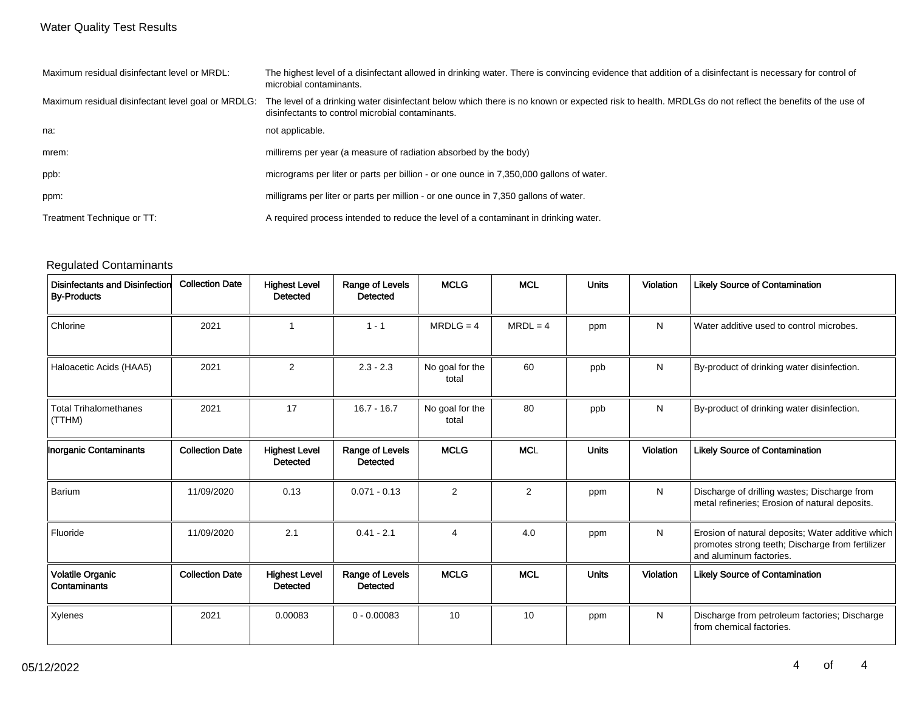Water Quality Test Results

| | |
|---|---|
| Maximum residual disinfectant level or MRDL: | The highest level of a disinfectant allowed in drinking water. There is convincing evidence that addition of a disinfectant is necessary for control of microbial contaminants. |
| Maximum residual disinfectant level goal or MRDLG: | The level of a drinking water disinfectant below which there is no known or expected risk to health. MRDLGs do not reflect the benefits of the use of disinfectants to control microbial contaminants. |
| na: | not applicable. |
| mrem: | millirems per year (a measure of radiation absorbed by the body) |
| ppb: | micrograms per liter or parts per billion - or one ounce in 7,350,000 gallons of water. |
| ppm: | milligrams per liter or parts per million - or one ounce in 7,350 gallons of water. |
| Treatment Technique or TT: | A required process intended to reduce the level of a contaminant in drinking water. |

## Regulated Contaminants

| Disinfectants and Disinfection By-Products | Collection Date | Highest Level Detected | Range of Levels Detected | MCLG | MCL | Units | Violation | Likely Source of Contamination |
|---|---|---|---|---|---|---|---|---|
| Chlorine | 2021 | 1 | 1 - 1 | MRDLG = 4 | MRDL = 4 | ppm | N | Water additive used to control microbes. |
| Haloacetic Acids (HAA5) | 2021 | 2 | 2.3 - 2.3 | No goal for the total | 60 | ppb | N | By-product of drinking water disinfection. |
| Total Trihalomethanes (TTHM) | 2021 | 17 | 16.7 - 16.7 | No goal for the total | 80 | ppb | N | By-product of drinking water disinfection. |
| **Inorganic Contaminants** | **Collection Date** | **Highest Level Detected** | **Range of Levels Detected** | **MCLG** | **MCL** | **Units** | **Violation** | **Likely Source of Contamination** |
| Barium | 11/09/2020 | 0.13 | 0.071 - 0.13 | 2 | 2 | ppm | N | Discharge of drilling wastes; Discharge from metal refineries; Erosion of natural deposits. |
| Fluoride | 11/09/2020 | 2.1 | 0.41 - 2.1 | 4 | 4.0 | ppm | N | Erosion of natural deposits; Water additive which promotes strong teeth; Discharge from fertilizer and aluminum factories. |
| **Volatile Organic Contaminants** | **Collection Date** | **Highest Level Detected** | **Range of Levels Detected** | **MCLG** | **MCL** | **Units** | **Violation** | **Likely Source of Contamination** |
| Xylenes | 2021 | 0.00083 | 0 - 0.00083 | 10 | 10 | ppm | N | Discharge from petroleum factories; Discharge from chemical factories. |

05/12/2022